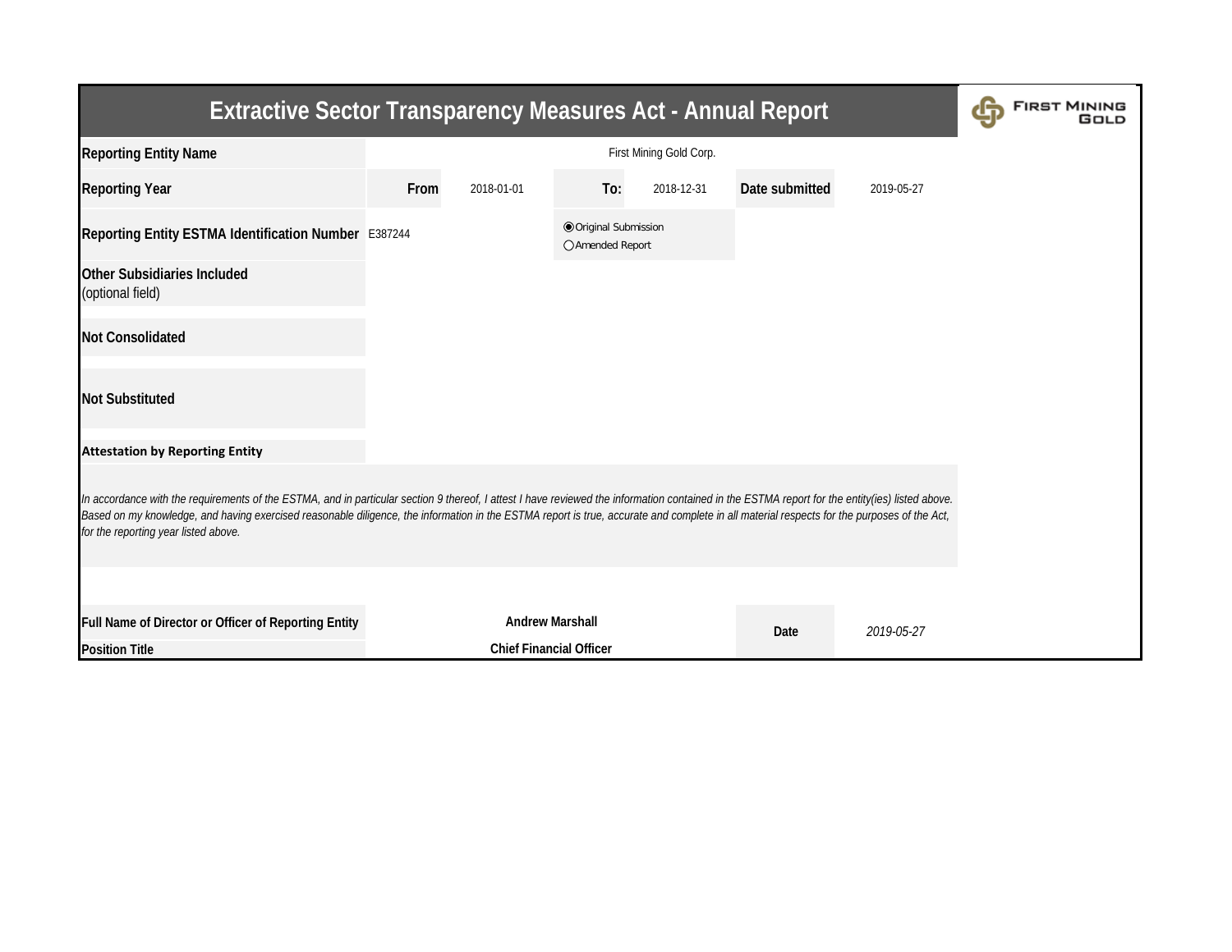# Extractive Sector Transparency Measures Act - Annual Report

FIRST MINING GOLD

| | | | | | | |
|---|---|---|---|---|---|---|
| **Reporting Entity Name** | | | First Mining Gold Corp. | | | |
| **Reporting Year** | **From** | 2018-01-01 | **To:** | 2018-12-31 | **Date submitted** | 2019-05-27 |
| **Reporting Entity ESTMA Identification Number** | E387244 | | ◉ Original Submission<br>○ Amended Report | | | |
| **Other Subsidiaries Included**<br>(optional field) | | | | | | |
| **Not Consolidated** | | | | | | |
| **Not Substituted** | | | | | | |

**Attestation by Reporting Entity**

*In accordance with the requirements of the ESTMA, and in particular section 9 thereof, I attest I have reviewed the information contained in the ESTMA report for the entity(ies) listed above. Based on my knowledge, and having exercised reasonable diligence, the information in the ESTMA report is true, accurate and complete in all material respects for the purposes of the Act, for the reporting year listed above.*

| | | | |
|---|---|---|---|
| **Full Name of Director or Officer of Reporting Entity** | **Andrew Marshall** | **Date** | *2019-05-27* |
| **Position Title** | **Chief Financial Officer** | | |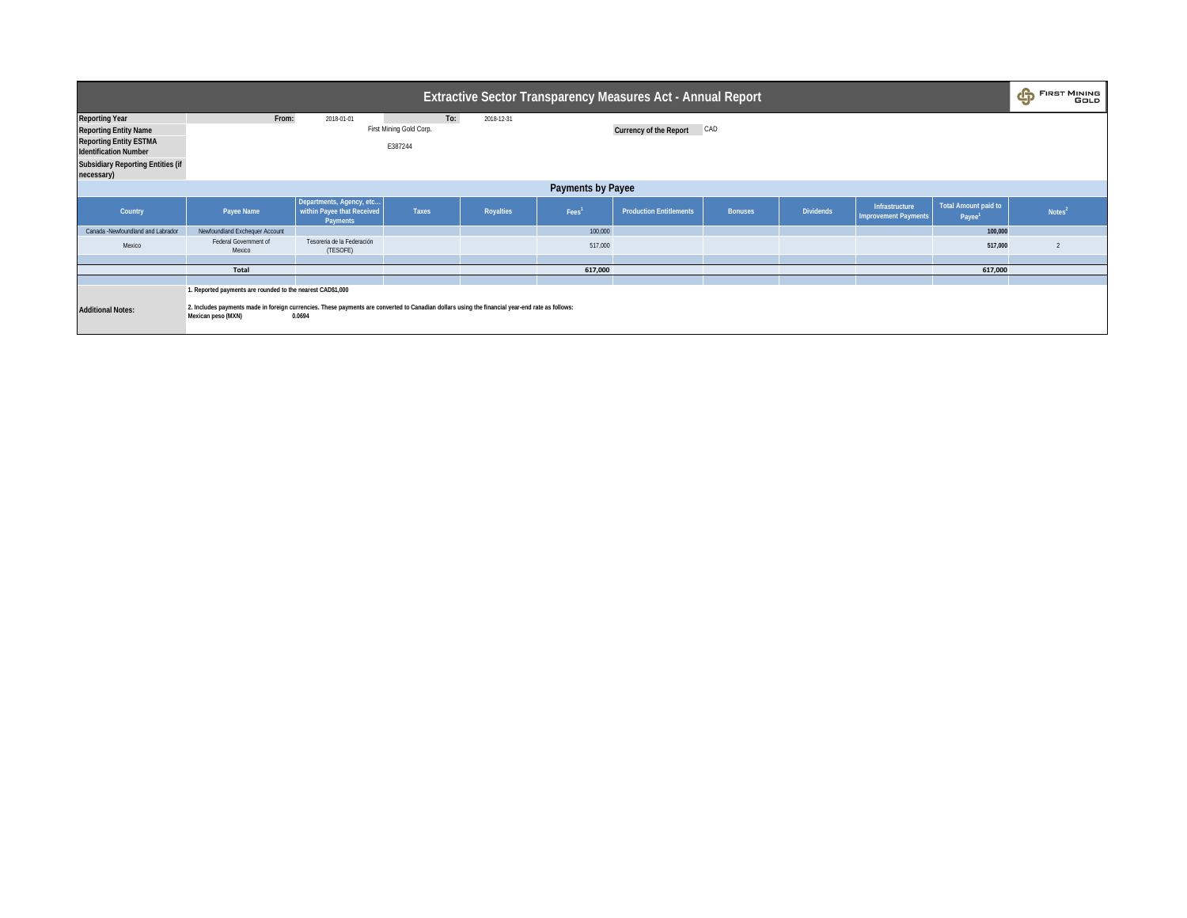# Extractive Sector Transparency Measures Act - Annual Report

| | | | | | |
|---|---|---|---|---|---|
| **Reporting Year** | **From:** | 2018-01-01 | **To:** | 2018-12-31 | |
| **Reporting Entity Name** | First Mining Gold Corp. | | | **Currency of the Report** | CAD |
| **Reporting Entity ESTMA Identification Number** | E387244 | | | | |
| **Subsidiary Reporting Entities (if necessary)** | | | | | |

## Payments by Payee

| Country | Payee Name | Departments, Agency, etc... within Payee that Received Payments | Taxes | Royalties | Fees[1] | Production Entitlements | Bonuses | Dividends | Infrastructure Improvement Payments | Total Amount paid to Payee[1] | Notes[2] |
|---|---|---|---|---|---|---|---|---|---|---|---|
| Canada -Newfoundland and Labrador | Newfoundland Exchequer Account | | | | 100,000 | | | | | 100,000 | |
| Mexico | Federal Government of Mexico | Tesorería de la Federación (TESOFE) | | | 517,000 | | | | | 517,000 | 2 |
| | **Total** | | | | **617,000** | | | | | **617,000** | |

**Additional Notes:**

1. Reported payments are rounded to the nearest CAD$1,000

2. Includes payments made in foreign currencies. These payments are converted to Canadian dollars using the financial year-end rate as follows:

| | |
|---|---|
| **Mexican peso (MXN)** | **0.0694** |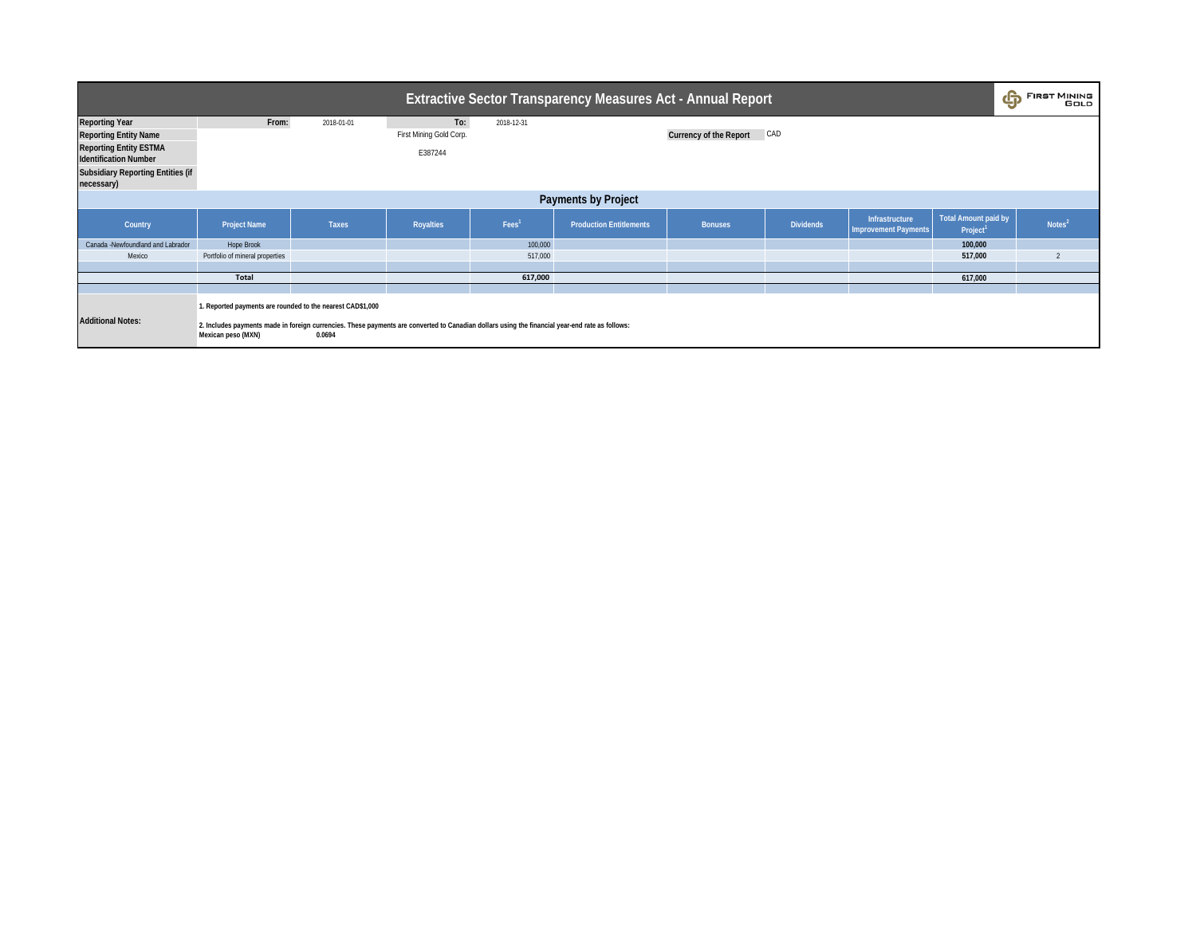# Extractive Sector Transparency Measures Act - Annual Report

FIRST MINING GOLD

| | | | | | |
|---|---|---|---|---|---|
| **Reporting Year** | **From:** | 2018-01-01 | **To:** | 2018-12-31 | |
| **Reporting Entity Name** | | First Mining Gold Corp. | | **Currency of the Report** | CAD |
| **Reporting Entity ESTMA Identification Number** | | E387244 | | | |
| **Subsidiary Reporting Entities (if necessary)** | | | | | |

## Payments by Project

| Country | Project Name | Taxes | Royalties | Fees[1] | Production Entitlements | Bonuses | Dividends | Infrastructure Improvement Payments | Total Amount paid by Project[1] | Notes[2] |
|---|---|---|---|---|---|---|---|---|---|---|
| Canada -Newfoundland and Labrador | Hope Brook | | | 100,000 | | | | | **100,000** | |
| Mexico | Portfolio of mineral properties | | | 517,000 | | | | | **517,000** | 2 |
| | | | | | | | | | | |
| | **Total** | | | **617,000** | | | | | **617,000** | |

**Additional Notes:**

**1. Reported payments are rounded to the nearest CAD$1,000**

**2. Includes payments made in foreign currencies. These payments are converted to Canadian dollars using the financial year-end rate as follows:**

**Mexican peso (MXN) 0.0694**